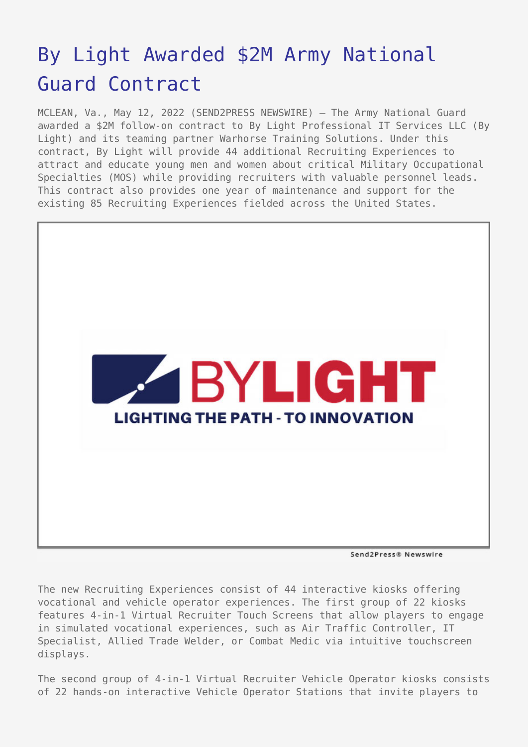# By Light Awarded $2M Army National Guard Contract

MCLEAN, Va., May 12, 2022 (SEND2PRESS NEWSWIRE) — The Army National Guard awarded a $2M follow-on contract to By Light Professional IT Services LLC (By Light) and its teaming partner Warhorse Training Solutions. Under this contract, By Light will provide 44 additional Recruiting Experiences to attract and educate young men and women about critical Military Occupational Specialties (MOS) while providing recruiters with valuable personnel leads. This contract also provides one year of maintenance and support for the existing 85 Recruiting Experiences fielded across the United States.

The new Recruiting Experiences consist of 44 interactive kiosks offering vocational and vehicle operator experiences. The first group of 22 kiosks features 4-in-1 Virtual Recruiter Touch Screens that allow players to engage in simulated vocational experiences, such as Air Traffic Controller, IT Specialist, Allied Trade Welder, or Combat Medic via intuitive touchscreen displays.

The second group of 4-in-1 Virtual Recruiter Vehicle Operator kiosks consists of 22 hands-on interactive Vehicle Operator Stations that invite players to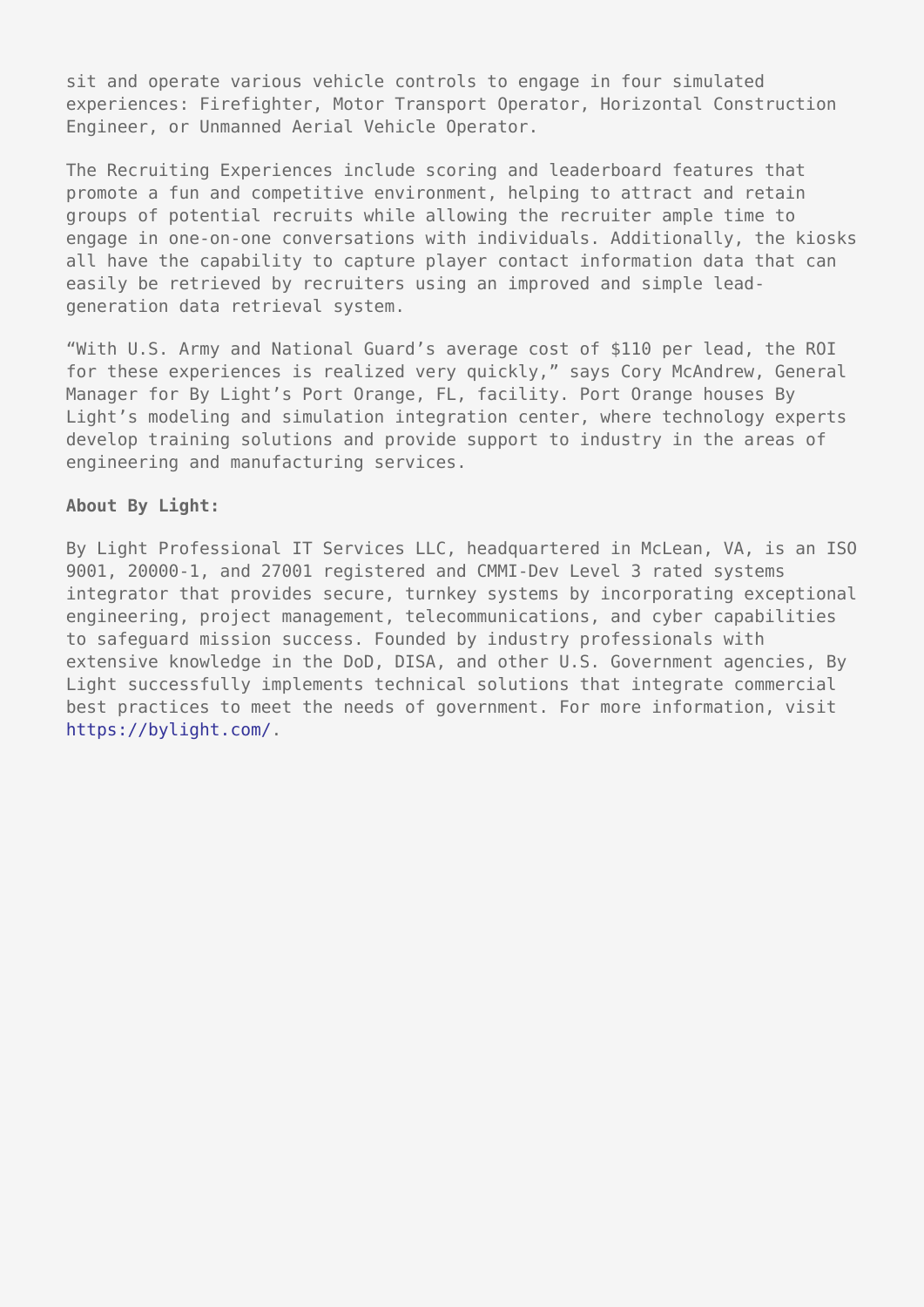sit and operate various vehicle controls to engage in four simulated experiences: Firefighter, Motor Transport Operator, Horizontal Construction Engineer, or Unmanned Aerial Vehicle Operator.

The Recruiting Experiences include scoring and leaderboard features that promote a fun and competitive environment, helping to attract and retain groups of potential recruits while allowing the recruiter ample time to engage in one-on-one conversations with individuals. Additionally, the kiosks all have the capability to capture player contact information data that can easily be retrieved by recruiters using an improved and simple lead-generation data retrieval system.

"With U.S. Army and National Guard's average cost of $110 per lead, the ROI for these experiences is realized very quickly," says Cory McAndrew, General Manager for By Light's Port Orange, FL, facility. Port Orange houses By Light's modeling and simulation integration center, where technology experts develop training solutions and provide support to industry in the areas of engineering and manufacturing services.

**About By Light:**

By Light Professional IT Services LLC, headquartered in McLean, VA, is an ISO 9001, 20000-1, and 27001 registered and CMMI-Dev Level 3 rated systems integrator that provides secure, turnkey systems by incorporating exceptional engineering, project management, telecommunications, and cyber capabilities to safeguard mission success. Founded by industry professionals with extensive knowledge in the DoD, DISA, and other U.S. Government agencies, By Light successfully implements technical solutions that integrate commercial best practices to meet the needs of government. For more information, visit https://bylight.com/.